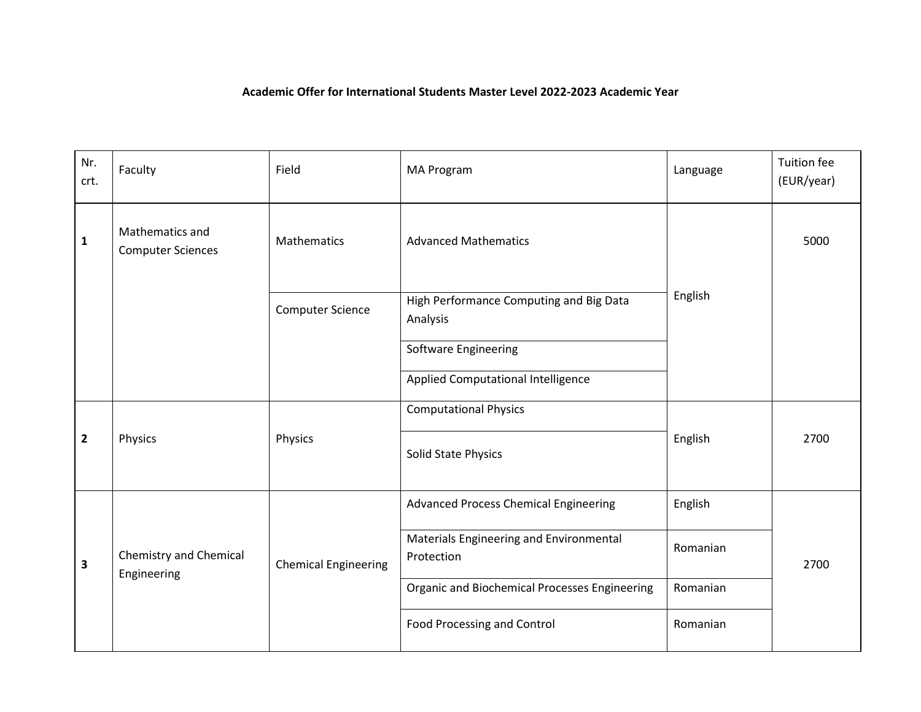**Academic Offer for International Students Master Level 2022-2023 Academic Year**

| Nr. crt. | Faculty | Field | MA Program | Language | Tuition fee (EUR/year) |
|---|---|---|---|---|---|
| **1** | Mathematics and Computer Sciences | Mathematics | Advanced Mathematics | English | 5000 |
| | | Computer Science | High Performance Computing and Big Data Analysis | | |
| | | | Software Engineering | | |
| | | | Applied Computational Intelligence | | |
| **2** | Physics | Physics | Computational Physics | English | 2700 |
| | | | Solid State Physics | | |
| **3** | Chemistry and Chemical Engineering | Chemical Engineering | Advanced Process Chemical Engineering | English | 2700 |
| | | | Materials Engineering and Environmental Protection | Romanian | |
| | | | Organic and Biochemical Processes Engineering | Romanian | |
| | | | Food Processing and Control | Romanian | |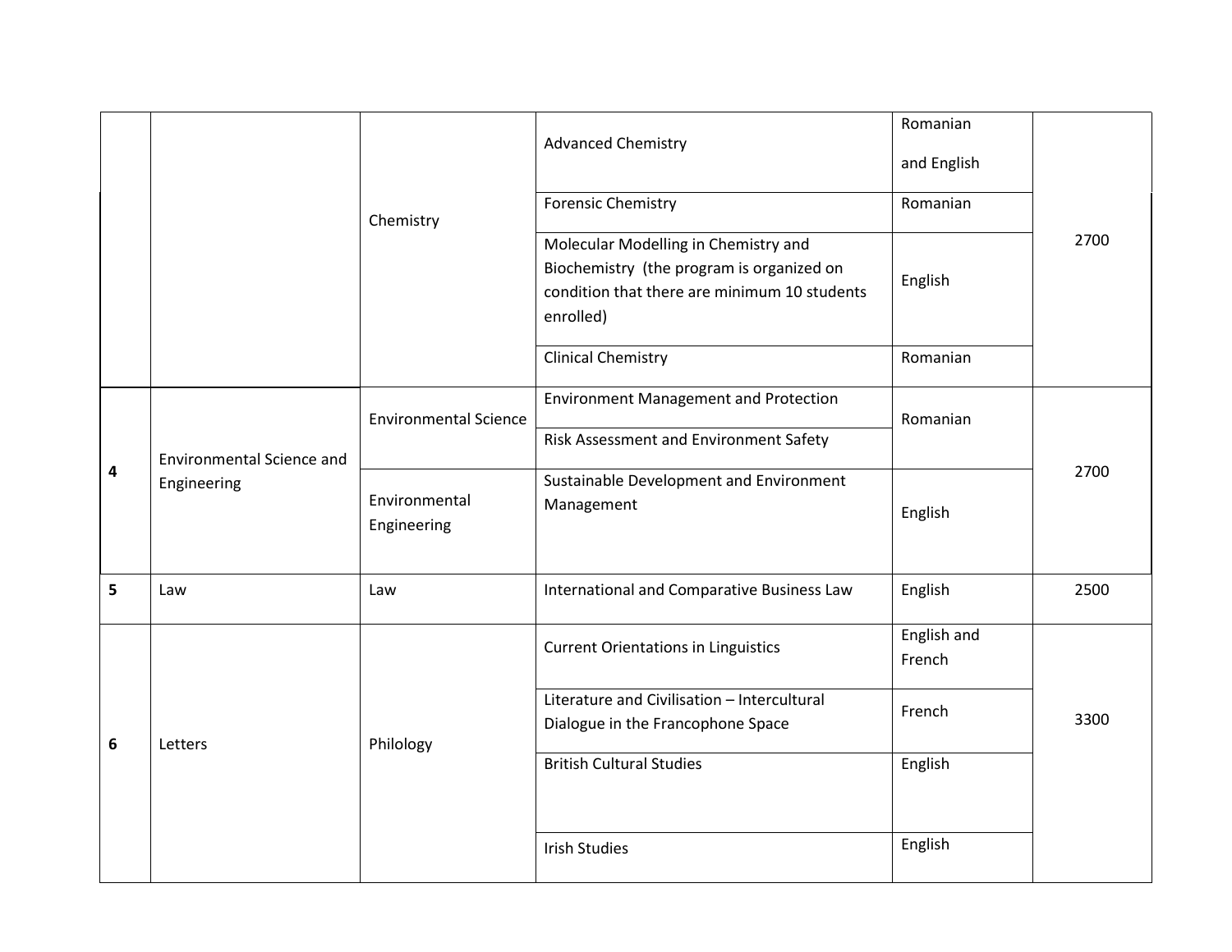| | | | | | |
|---|---|---|---|---|---|
| | | Chemistry | Advanced Chemistry | Romanian and English | 2700 |
| | | | Forensic Chemistry | Romanian | |
| | | | Molecular Modelling in Chemistry and Biochemistry (the program is organized on condition that there are minimum 10 students enrolled) | English | |
| | | | Clinical Chemistry | Romanian | |
| **4** | Environmental Science and Engineering | Environmental Science | Environment Management and Protection | Romanian | 2700 |
| | | | Risk Assessment and Environment Safety | | |
| | | Environmental Engineering | Sustainable Development and Environment Management | English | |
| **5** | Law | Law | International and Comparative Business Law | English | 2500 |
| **6** | Letters | Philology | Current Orientations in Linguistics | English and French | 3300 |
| | | | Literature and Civilisation – Intercultural Dialogue in the Francophone Space | French | |
| | | | British Cultural Studies | English | |
| | | | Irish Studies | English | |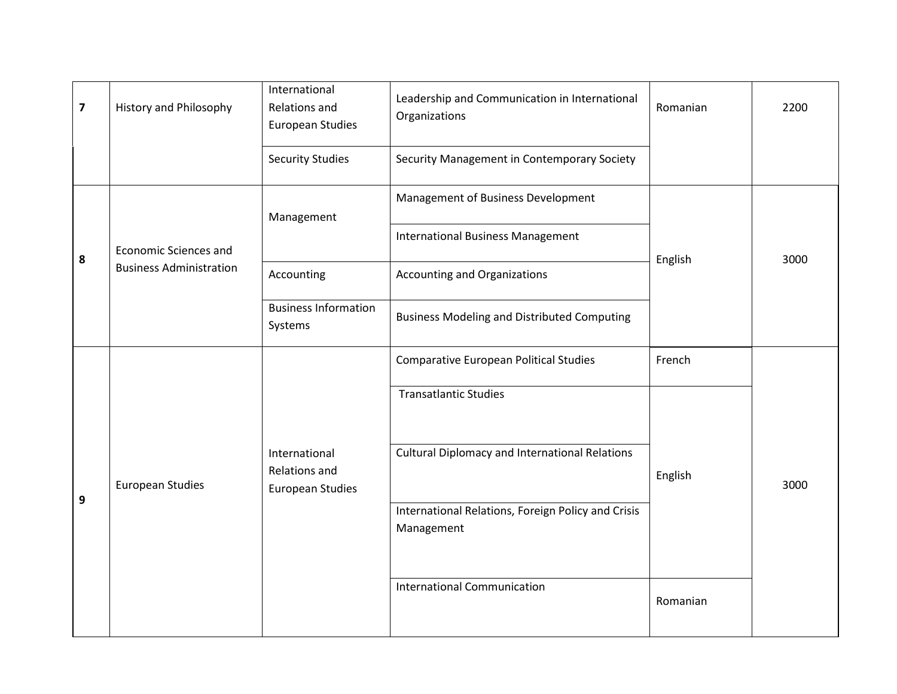| 7 | History and Philosophy | International Relations and European Studies | Leadership and Communication in International Organizations | Romanian | 2200 |
|---|---|---|---|---|---|
| | | Security Studies | Security Management in Contemporary Society | | |
| 8 | Economic Sciences and Business Administration | Management | Management of Business Development | English | 3000 |
| | | | International Business Management | | |
| | | Accounting | Accounting and Organizations | | |
| | | Business Information Systems | Business Modeling and Distributed Computing | | |
| 9 | European Studies | International Relations and European Studies | Comparative European Political Studies | French | 3000 |
| | | | Transatlantic Studies | English | |
| | | | Cultural Diplomacy and International Relations | | |
| | | | International Relations, Foreign Policy and Crisis Management | | |
| | | | International Communication | Romanian | |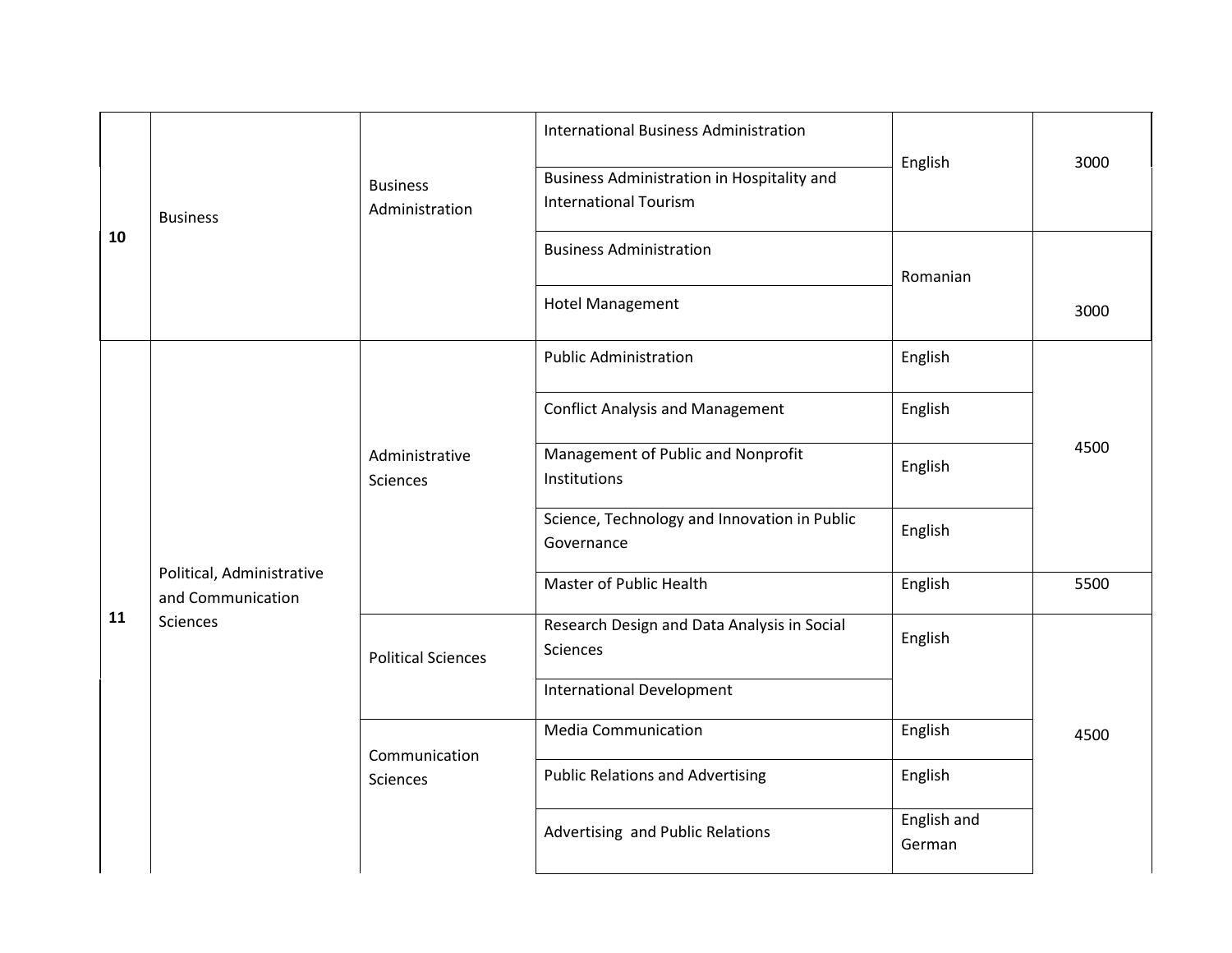| | | | | | |
|---|---|---|---|---|---|
| 10 | Business | Business Administration | International Business Administration | English | 3000 |
| | | | Business Administration in Hospitality and International Tourism | | |
| | | | Business Administration | Romanian | 3000 |
| | | | Hotel Management | | |
| 11 | Political, Administrative and Communication Sciences | Administrative Sciences | Public Administration | English | 4500 |
| | | | Conflict Analysis and Management | English | |
| | | | Management of Public and Nonprofit Institutions | English | |
| | | | Science, Technology and Innovation in Public Governance | English | |
| | | | Master of Public Health | English | 5500 |
| | | Political Sciences | Research Design and Data Analysis in Social Sciences | English | 4500 |
| | | | International Development | | |
| | | Communication Sciences | Media Communication | English | |
| | | | Public Relations and Advertising | English | |
| | | | Advertising and Public Relations | English and German | |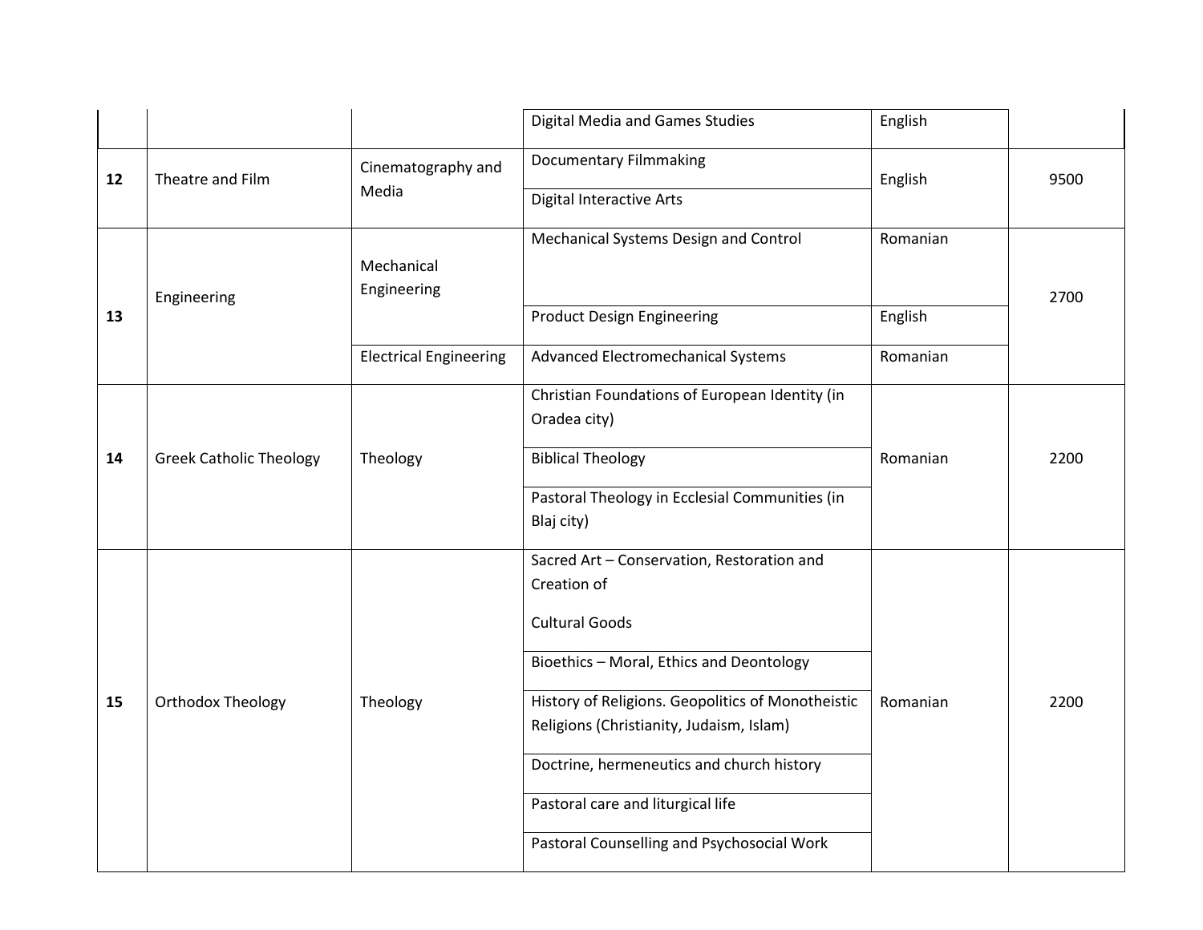| | | | | | |
|---|---|---|---|---|---|
| | | | Digital Media and Games Studies | English | |
| **12** | Theatre and Film | Cinematography and Media | Documentary Filmmaking | English | 9500 |
| | | | Digital Interactive Arts | | |
| **13** | Engineering | Mechanical Engineering | Mechanical Systems Design and Control | Romanian | 2700 |
| | | | Product Design Engineering | English | |
| | | Electrical Engineering | Advanced Electromechanical Systems | Romanian | |
| **14** | Greek Catholic Theology | Theology | Christian Foundations of European Identity (in Oradea city) | Romanian | 2200 |
| | | | Biblical Theology | | |
| | | | Pastoral Theology in Ecclesial Communities (in Blaj city) | | |
| **15** | Orthodox Theology | Theology | Sacred Art – Conservation, Restoration and Creation of Cultural Goods | Romanian | 2200 |
| | | | Bioethics – Moral, Ethics and Deontology | | |
| | | | History of Religions. Geopolitics of Monotheistic Religions (Christianity, Judaism, Islam) | | |
| | | | Doctrine, hermeneutics and church history | | |
| | | | Pastoral care and liturgical life | | |
| | | | Pastoral Counselling and Psychosocial Work | | |